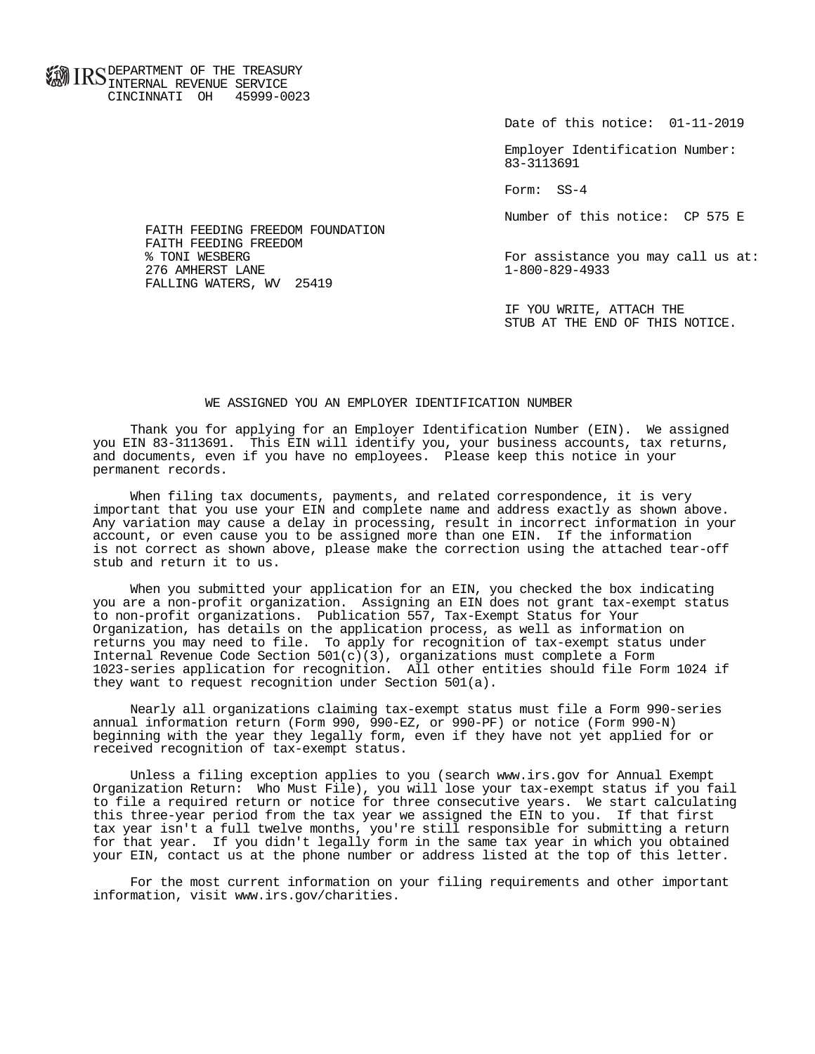IRS DEPARTMENT OF THE TREASURY
INTERNAL REVENUE SERVICE
CINCINNATI OH 45999-0023

Date of this notice: 01-11-2019

Employer Identification Number:
83-3113691

Form: SS-4

Number of this notice: CP 575 E

FAITH FEEDING FREEDOM FOUNDATION
FAITH FEEDING FREEDOM
% TONI WESBERG
276 AMHERST LANE
FALLING WATERS, WV 25419

For assistance you may call us at:
1-800-829-4933

IF YOU WRITE, ATTACH THE
STUB AT THE END OF THIS NOTICE.

## WE ASSIGNED YOU AN EMPLOYER IDENTIFICATION NUMBER

Thank you for applying for an Employer Identification Number (EIN). We assigned you EIN 83-3113691. This EIN will identify you, your business accounts, tax returns, and documents, even if you have no employees. Please keep this notice in your permanent records.

When filing tax documents, payments, and related correspondence, it is very important that you use your EIN and complete name and address exactly as shown above. Any variation may cause a delay in processing, result in incorrect information in your account, or even cause you to be assigned more than one EIN. If the information is not correct as shown above, please make the correction using the attached tear-off stub and return it to us.

When you submitted your application for an EIN, you checked the box indicating you are a non-profit organization. Assigning an EIN does not grant tax-exempt status to non-profit organizations. Publication 557, Tax-Exempt Status for Your Organization, has details on the application process, as well as information on returns you may need to file. To apply for recognition of tax-exempt status under Internal Revenue Code Section 501(c)(3), organizations must complete a Form 1023-series application for recognition. All other entities should file Form 1024 if they want to request recognition under Section 501(a).

Nearly all organizations claiming tax-exempt status must file a Form 990-series annual information return (Form 990, 990-EZ, or 990-PF) or notice (Form 990-N) beginning with the year they legally form, even if they have not yet applied for or received recognition of tax-exempt status.

Unless a filing exception applies to you (search www.irs.gov for Annual Exempt Organization Return: Who Must File), you will lose your tax-exempt status if you fail to file a required return or notice for three consecutive years. We start calculating this three-year period from the tax year we assigned the EIN to you. If that first tax year isn't a full twelve months, you're still responsible for submitting a return for that year. If you didn't legally form in the same tax year in which you obtained your EIN, contact us at the phone number or address listed at the top of this letter.

For the most current information on your filing requirements and other important information, visit www.irs.gov/charities.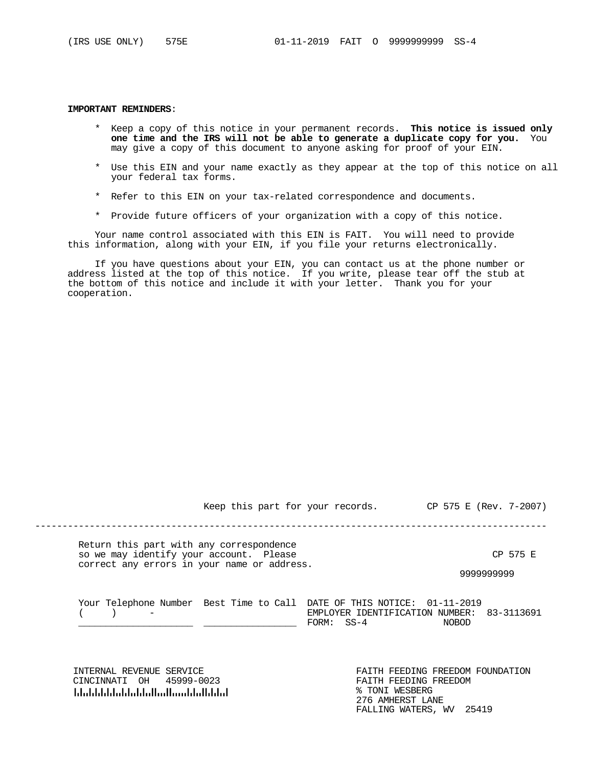(IRS USE ONLY) 575E 01-11-2019 FAIT O 9999999999 SS-4

**IMPORTANT REMINDERS**:

* Keep a copy of this notice in your permanent records. **This notice is issued only one time and the IRS will not be able to generate a duplicate copy for you.** You may give a copy of this document to anyone asking for proof of your EIN.
* Use this EIN and your name exactly as they appear at the top of this notice on all your federal tax forms.
* Refer to this EIN on your tax-related correspondence and documents.
* Provide future officers of your organization with a copy of this notice.

Your name control associated with this EIN is FAIT. You will need to provide this information, along with your EIN, if you file your returns electronically.

If you have questions about your EIN, you can contact us at the phone number or address listed at the top of this notice. If you write, please tear off the stub at the bottom of this notice and include it with your letter. Thank you for your cooperation.

Keep this part for your records. CP 575 E (Rev. 7-2007)

---

Return this part with any correspondence so we may identify your account. Please correct any errors in your name or address.

CP 575 E

9999999999

| Your Telephone Number | Best Time to Call | |
|---|---|---|
| ( ) - | | DATE OF THIS NOTICE: 01-11-2019 |
| | | EMPLOYER IDENTIFICATION NUMBER: 83-3113691 |
| | | FORM: SS-4 NOBOD |

INTERNAL REVENUE SERVICE
CINCINNATI OH 45999-0023

FAITH FEEDING FREEDOM FOUNDATION
FAITH FEEDING FREEDOM
% TONI WESBERG
276 AMHERST LANE
FALLING WATERS, WV 25419